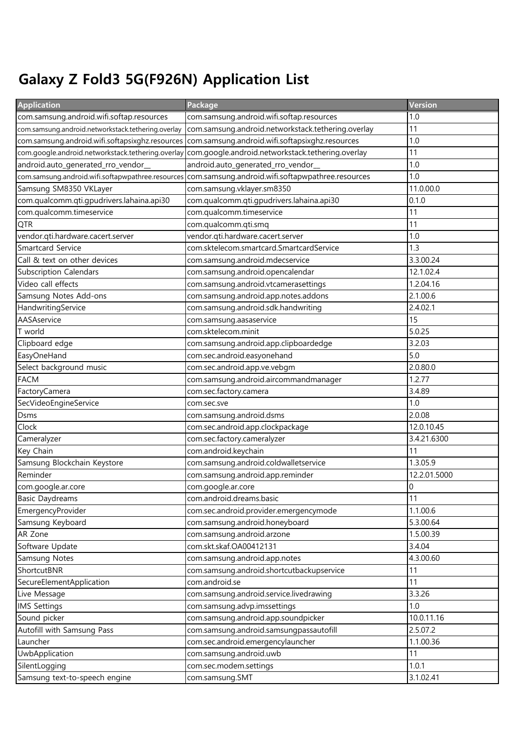# Galaxy Z Fold3 5G(F926N) Application List

| Application | Package | Version |
|---|---|---|
| com.samsung.android.wifi.softap.resources | com.samsung.android.wifi.softap.resources | 1.0 |
| com.samsung.android.networkstack.tethering.overlay | com.samsung.android.networkstack.tethering.overlay | 11 |
| com.samsung.android.wifi.softapsixghz.resources | com.samsung.android.wifi.softapsixghz.resources | 1.0 |
| com.google.android.networkstack.tethering.overlay | com.google.android.networkstack.tethering.overlay | 11 |
| android.auto_generated_rro_vendor__ | android.auto_generated_rro_vendor__ | 1.0 |
| com.samsung.android.wifi.softapwpathree.resources | com.samsung.android.wifi.softapwpathree.resources | 1.0 |
| Samsung SM8350 VKLayer | com.samsung.vklayer.sm8350 | 11.0.00.0 |
| com.qualcomm.qti.gpudrivers.lahaina.api30 | com.qualcomm.qti.gpudrivers.lahaina.api30 | 0.1.0 |
| com.qualcomm.timeservice | com.qualcomm.timeservice | 11 |
| QTR | com.qualcomm.qti.smq | 11 |
| vendor.qti.hardware.cacert.server | vendor.qti.hardware.cacert.server | 1.0 |
| Smartcard Service | com.sktelecom.smartcard.SmartcardService | 1.3 |
| Call & text on other devices | com.samsung.android.mdecservice | 3.3.00.24 |
| Subscription Calendars | com.samsung.android.opencalendar | 12.1.02.4 |
| Video call effects | com.samsung.android.vtcamerasettings | 1.2.04.16 |
| Samsung Notes Add-ons | com.samsung.android.app.notes.addons | 2.1.00.6 |
| HandwritingService | com.samsung.android.sdk.handwriting | 2.4.02.1 |
| AASAservice | com.samsung.aasaservice | 15 |
| T world | com.sktelecom.minit | 5.0.25 |
| Clipboard edge | com.samsung.android.app.clipboardedge | 3.2.03 |
| EasyOneHand | com.sec.android.easyonehand | 5.0 |
| Select background music | com.sec.android.app.ve.vebgm | 2.0.80.0 |
| FACM | com.samsung.android.aircommandmanager | 1.2.77 |
| FactoryCamera | com.sec.factory.camera | 3.4.89 |
| SecVideoEngineService | com.sec.sve | 1.0 |
| Dsms | com.samsung.android.dsms | 2.0.08 |
| Clock | com.sec.android.app.clockpackage | 12.0.10.45 |
| Cameralyzer | com.sec.factory.cameralyzer | 3.4.21.6300 |
| Key Chain | com.android.keychain | 11 |
| Samsung Blockchain Keystore | com.samsung.android.coldwalletservice | 1.3.05.9 |
| Reminder | com.samsung.android.app.reminder | 12.2.01.5000 |
| com.google.ar.core | com.google.ar.core | 0 |
| Basic Daydreams | com.android.dreams.basic | 11 |
| EmergencyProvider | com.sec.android.provider.emergencymode | 1.1.00.6 |
| Samsung Keyboard | com.samsung.android.honeyboard | 5.3.00.64 |
| AR Zone | com.samsung.android.arzone | 1.5.00.39 |
| Software Update | com.skt.skaf.OA00412131 | 3.4.04 |
| Samsung Notes | com.samsung.android.app.notes | 4.3.00.60 |
| ShortcutBNR | com.samsung.android.shortcutbackupservice | 11 |
| SecureElementApplication | com.android.se | 11 |
| Live Message | com.samsung.android.service.livedrawing | 3.3.26 |
| IMS Settings | com.samsung.advp.imssettings | 1.0 |
| Sound picker | com.samsung.android.app.soundpicker | 10.0.11.16 |
| Autofill with Samsung Pass | com.samsung.android.samsungpassautofill | 2.5.07.2 |
| Launcher | com.sec.android.emergencylauncher | 1.1.00.36 |
| UwbApplication | com.samsung.android.uwb | 11 |
| SilentLogging | com.sec.modem.settings | 1.0.1 |
| Samsung text-to-speech engine | com.samsung.SMT | 3.1.02.41 |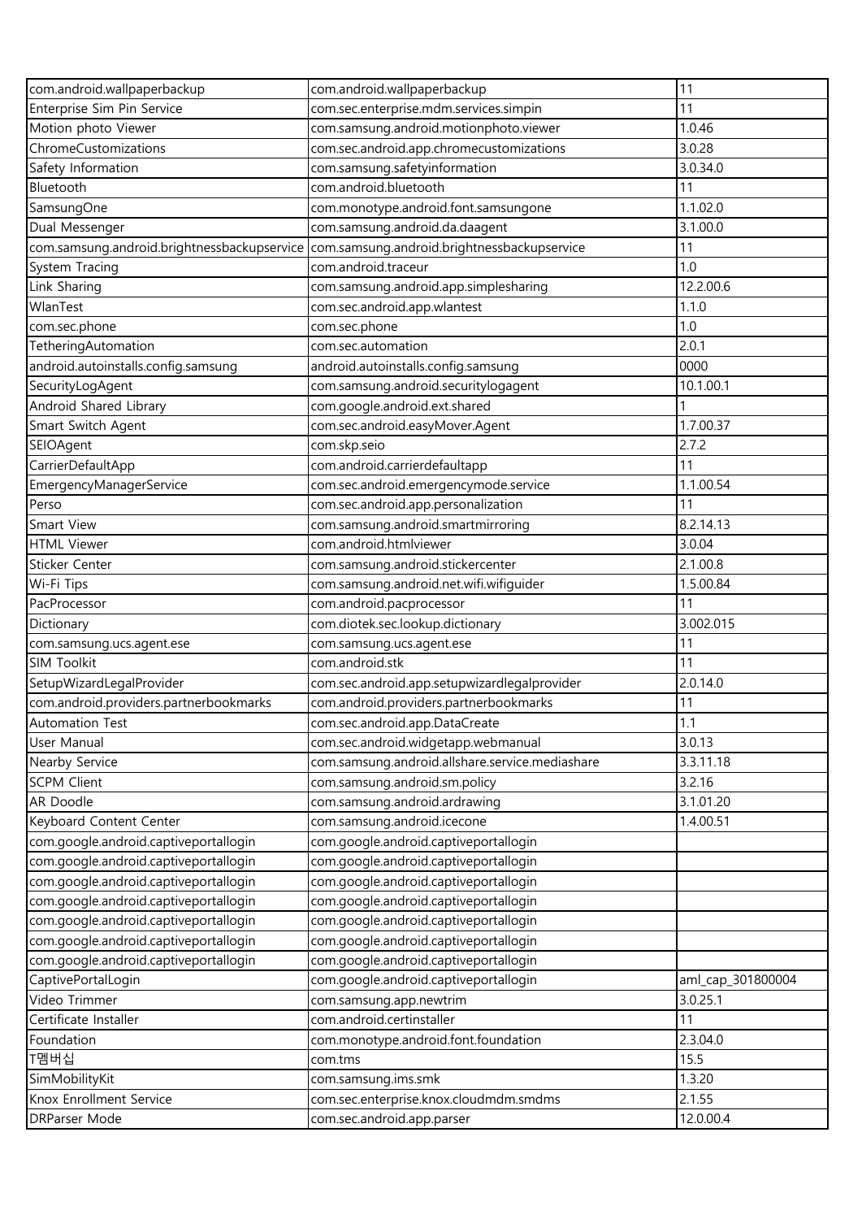| | | |
|---|---|---|
| com.android.wallpaperbackup | com.android.wallpaperbackup | 11 |
| Enterprise Sim Pin Service | com.sec.enterprise.mdm.services.simpin | 11 |
| Motion photo Viewer | com.samsung.android.motionphoto.viewer | 1.0.46 |
| ChromeCustomizations | com.sec.android.app.chromecustomizations | 3.0.28 |
| Safety Information | com.samsung.safetyinformation | 3.0.34.0 |
| Bluetooth | com.android.bluetooth | 11 |
| SamsungOne | com.monotype.android.font.samsungone | 1.1.02.0 |
| Dual Messenger | com.samsung.android.da.daagent | 3.1.00.0 |
| com.samsung.android.brightnessbackupservice | com.samsung.android.brightnessbackupservice | 11 |
| System Tracing | com.android.traceur | 1.0 |
| Link Sharing | com.samsung.android.app.simplesharing | 12.2.00.6 |
| WlanTest | com.sec.android.app.wlantest | 1.1.0 |
| com.sec.phone | com.sec.phone | 1.0 |
| TetheringAutomation | com.sec.automation | 2.0.1 |
| android.autoinstalls.config.samsung | android.autoinstalls.config.samsung | 0000 |
| SecurityLogAgent | com.samsung.android.securitylogagent | 10.1.00.1 |
| Android Shared Library | com.google.android.ext.shared | 1 |
| Smart Switch Agent | com.sec.android.easyMover.Agent | 1.7.00.37 |
| SEIOAgent | com.skp.seio | 2.7.2 |
| CarrierDefaultApp | com.android.carrierdefaultapp | 11 |
| EmergencyManagerService | com.sec.android.emergencymode.service | 1.1.00.54 |
| Perso | com.sec.android.app.personalization | 11 |
| Smart View | com.samsung.android.smartmirroring | 8.2.14.13 |
| HTML Viewer | com.android.htmlviewer | 3.0.04 |
| Sticker Center | com.samsung.android.stickercenter | 2.1.00.8 |
| Wi-Fi Tips | com.samsung.android.net.wifi.wifiguider | 1.5.00.84 |
| PacProcessor | com.android.pacprocessor | 11 |
| Dictionary | com.diotek.sec.lookup.dictionary | 3.002.015 |
| com.samsung.ucs.agent.ese | com.samsung.ucs.agent.ese | 11 |
| SIM Toolkit | com.android.stk | 11 |
| SetupWizardLegalProvider | com.sec.android.app.setupwizardlegalprovider | 2.0.14.0 |
| com.android.providers.partnerbookmarks | com.android.providers.partnerbookmarks | 11 |
| Automation Test | com.sec.android.app.DataCreate | 1.1 |
| User Manual | com.sec.android.widgetapp.webmanual | 3.0.13 |
| Nearby Service | com.samsung.android.allshare.service.mediashare | 3.3.11.18 |
| SCPM Client | com.samsung.android.sm.policy | 3.2.16 |
| AR Doodle | com.samsung.android.ardrawing | 3.1.01.20 |
| Keyboard Content Center | com.samsung.android.icecone | 1.4.00.51 |
| com.google.android.captiveportallogin | com.google.android.captiveportallogin | |
| com.google.android.captiveportallogin | com.google.android.captiveportallogin | |
| com.google.android.captiveportallogin | com.google.android.captiveportallogin | |
| com.google.android.captiveportallogin | com.google.android.captiveportallogin | |
| com.google.android.captiveportallogin | com.google.android.captiveportallogin | |
| com.google.android.captiveportallogin | com.google.android.captiveportallogin | |
| com.google.android.captiveportallogin | com.google.android.captiveportallogin | |
| CaptivePortalLogin | com.google.android.captiveportallogin | aml_cap_301800004 |
| Video Trimmer | com.samsung.app.newtrim | 3.0.25.1 |
| Certificate Installer | com.android.certinstaller | 11 |
| Foundation | com.monotype.android.font.foundation | 2.3.04.0 |
| T멤버십 | com.tms | 15.5 |
| SimMobilityKit | com.samsung.ims.smk | 1.3.20 |
| Knox Enrollment Service | com.sec.enterprise.knox.cloudmdm.smdms | 2.1.55 |
| DRParser Mode | com.sec.android.app.parser | 12.0.00.4 |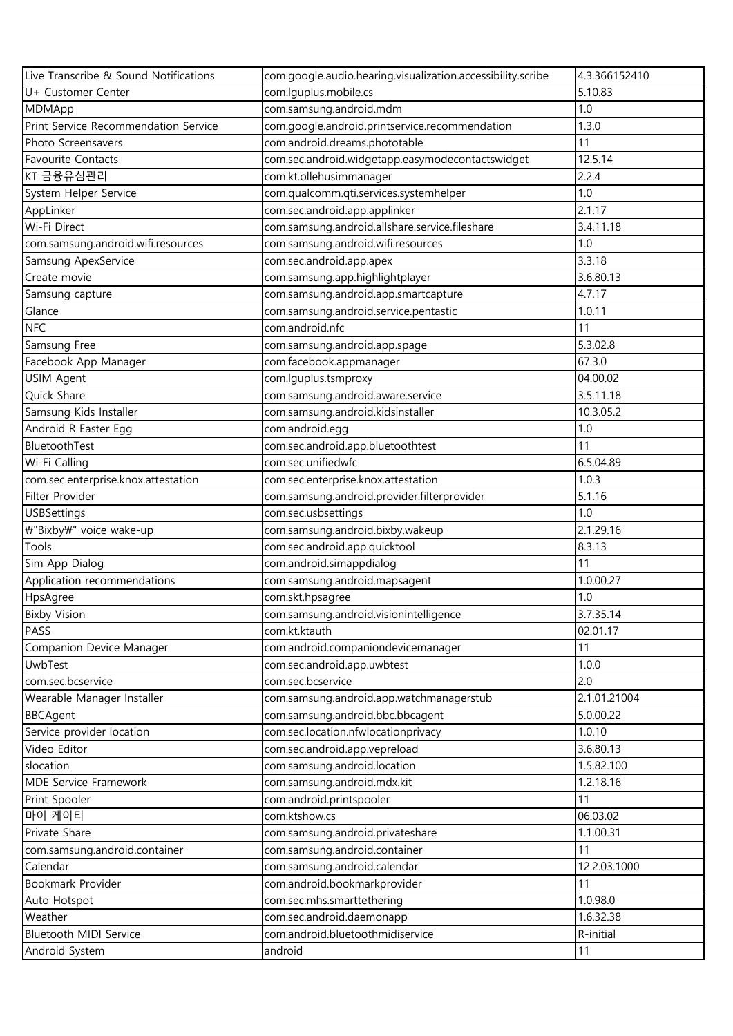| Live Transcribe & Sound Notifications | com.google.audio.hearing.visualization.accessibility.scribe | 4.3.366152410 |
|---|---|---|
| U+ Customer Center | com.lguplus.mobile.cs | 5.10.83 |
| MDMApp | com.samsung.android.mdm | 1.0 |
| Print Service Recommendation Service | com.google.android.printservice.recommendation | 1.3.0 |
| Photo Screensavers | com.android.dreams.phototable | 11 |
| Favourite Contacts | com.sec.android.widgetapp.easymodecontactswidget | 12.5.14 |
| KT 금융유심관리 | com.kt.ollehusimmanager | 2.2.4 |
| System Helper Service | com.qualcomm.qti.services.systemhelper | 1.0 |
| AppLinker | com.sec.android.app.applinker | 2.1.17 |
| Wi-Fi Direct | com.samsung.android.allshare.service.fileshare | 3.4.11.18 |
| com.samsung.android.wifi.resources | com.samsung.android.wifi.resources | 1.0 |
| Samsung ApexService | com.sec.android.app.apex | 3.3.18 |
| Create movie | com.samsung.app.highlightplayer | 3.6.80.13 |
| Samsung capture | com.samsung.android.app.smartcapture | 4.7.17 |
| Glance | com.samsung.android.service.pentastic | 1.0.11 |
| NFC | com.android.nfc | 11 |
| Samsung Free | com.samsung.android.app.spage | 5.3.02.8 |
| Facebook App Manager | com.facebook.appmanager | 67.3.0 |
| USIM Agent | com.lguplus.tsmproxy | 04.00.02 |
| Quick Share | com.samsung.android.aware.service | 3.5.11.18 |
| Samsung Kids Installer | com.samsung.android.kidsinstaller | 10.3.05.2 |
| Android R Easter Egg | com.android.egg | 1.0 |
| BluetoothTest | com.sec.android.app.bluetoothtest | 11 |
| Wi-Fi Calling | com.sec.unifiedwfc | 6.5.04.89 |
| com.sec.enterprise.knox.attestation | com.sec.enterprise.knox.attestation | 1.0.3 |
| Filter Provider | com.samsung.android.provider.filterprovider | 5.1.16 |
| USBSettings | com.sec.usbsettings | 1.0 |
| ₩"Bixby₩" voice wake-up | com.samsung.android.bixby.wakeup | 2.1.29.16 |
| Tools | com.sec.android.app.quicktool | 8.3.13 |
| Sim App Dialog | com.android.simappdialog | 11 |
| Application recommendations | com.samsung.android.mapsagent | 1.0.00.27 |
| HpsAgree | com.skt.hpsagree | 1.0 |
| Bixby Vision | com.samsung.android.visionintelligence | 3.7.35.14 |
| PASS | com.kt.ktauth | 02.01.17 |
| Companion Device Manager | com.android.companiondevicemanager | 11 |
| UwbTest | com.sec.android.app.uwbtest | 1.0.0 |
| com.sec.bcservice | com.sec.bcservice | 2.0 |
| Wearable Manager Installer | com.samsung.android.app.watchmanagerstub | 2.1.01.21004 |
| BBCAgent | com.samsung.android.bbc.bbcagent | 5.0.00.22 |
| Service provider location | com.sec.location.nfwlocationprivacy | 1.0.10 |
| Video Editor | com.sec.android.app.vepreload | 3.6.80.13 |
| slocation | com.samsung.android.location | 1.5.82.100 |
| MDE Service Framework | com.samsung.android.mdx.kit | 1.2.18.16 |
| Print Spooler | com.android.printspooler | 11 |
| 마이 케이티 | com.ktshow.cs | 06.03.02 |
| Private Share | com.samsung.android.privateshare | 1.1.00.31 |
| com.samsung.android.container | com.samsung.android.container | 11 |
| Calendar | com.samsung.android.calendar | 12.2.03.1000 |
| Bookmark Provider | com.android.bookmarkprovider | 11 |
| Auto Hotspot | com.sec.mhs.smarttethering | 1.0.98.0 |
| Weather | com.sec.android.daemonapp | 1.6.32.38 |
| Bluetooth MIDI Service | com.android.bluetoothmidiservice | R-initial |
| Android System | android | 11 |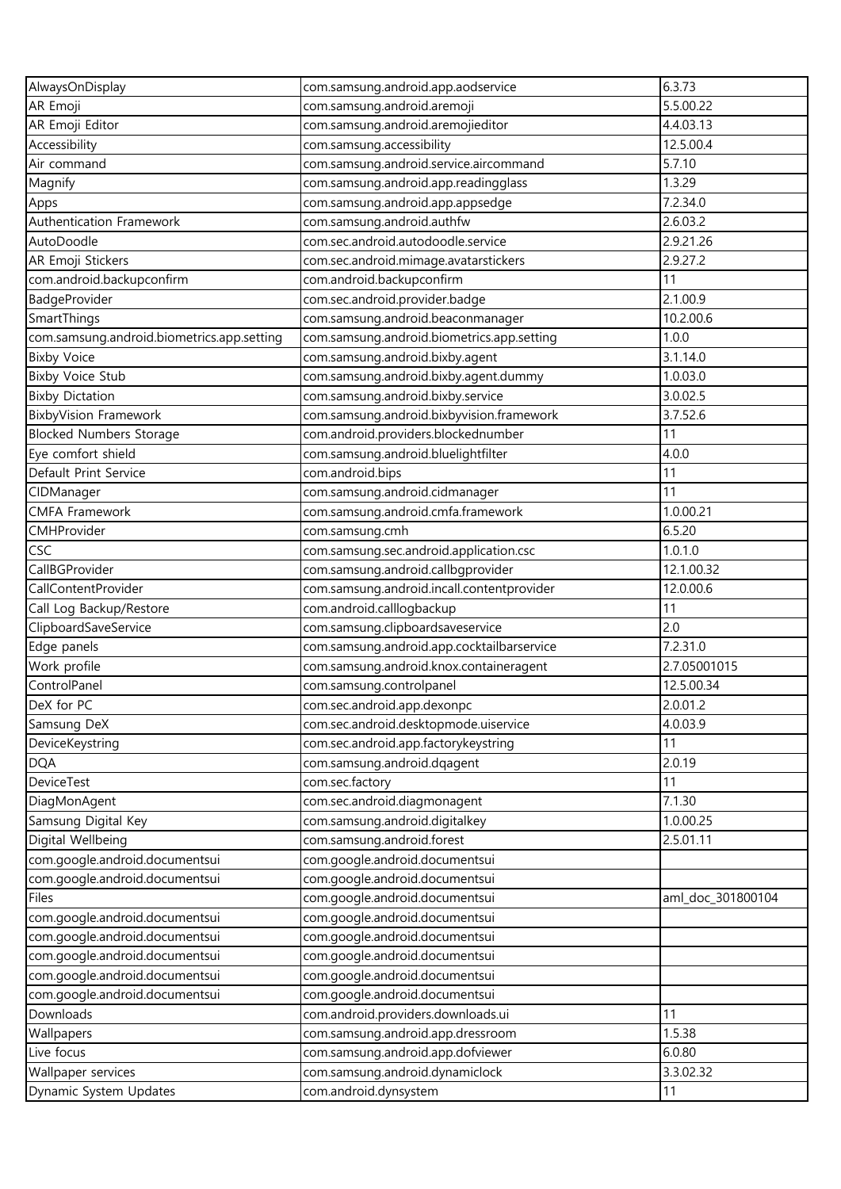| AlwaysOnDisplay | com.samsung.android.app.aodservice | 6.3.73 |
|---|---|---|
| AR Emoji | com.samsung.android.aremoji | 5.5.00.22 |
| AR Emoji Editor | com.samsung.android.aremojieditor | 4.4.03.13 |
| Accessibility | com.samsung.accessibility | 12.5.00.4 |
| Air command | com.samsung.android.service.aircommand | 5.7.10 |
| Magnify | com.samsung.android.app.readingglass | 1.3.29 |
| Apps | com.samsung.android.app.appsedge | 7.2.34.0 |
| Authentication Framework | com.samsung.android.authfw | 2.6.03.2 |
| AutoDoodle | com.sec.android.autodoodle.service | 2.9.21.26 |
| AR Emoji Stickers | com.sec.android.mimage.avatarstickers | 2.9.27.2 |
| com.android.backupconfirm | com.android.backupconfirm | 11 |
| BadgeProvider | com.sec.android.provider.badge | 2.1.00.9 |
| SmartThings | com.samsung.android.beaconmanager | 10.2.00.6 |
| com.samsung.android.biometrics.app.setting | com.samsung.android.biometrics.app.setting | 1.0.0 |
| Bixby Voice | com.samsung.android.bixby.agent | 3.1.14.0 |
| Bixby Voice Stub | com.samsung.android.bixby.agent.dummy | 1.0.03.0 |
| Bixby Dictation | com.samsung.android.bixby.service | 3.0.02.5 |
| BixbyVision Framework | com.samsung.android.bixbyvision.framework | 3.7.52.6 |
| Blocked Numbers Storage | com.android.providers.blockednumber | 11 |
| Eye comfort shield | com.samsung.android.bluelightfilter | 4.0.0 |
| Default Print Service | com.android.bips | 11 |
| CIDManager | com.samsung.android.cidmanager | 11 |
| CMFA Framework | com.samsung.android.cmfa.framework | 1.0.00.21 |
| CMHProvider | com.samsung.cmh | 6.5.20 |
| CSC | com.samsung.sec.android.application.csc | 1.0.1.0 |
| CallBGProvider | com.samsung.android.callbgprovider | 12.1.00.32 |
| CallContentProvider | com.samsung.android.incall.contentprovider | 12.0.00.6 |
| Call Log Backup/Restore | com.android.calllogbackup | 11 |
| ClipboardSaveService | com.samsung.clipboardsaveservice | 2.0 |
| Edge panels | com.samsung.android.app.cocktailbarservice | 7.2.31.0 |
| Work profile | com.samsung.android.knox.containeragent | 2.7.05001015 |
| ControlPanel | com.samsung.controlpanel | 12.5.00.34 |
| DeX for PC | com.sec.android.app.dexonpc | 2.0.01.2 |
| Samsung DeX | com.sec.android.desktopmode.uiservice | 4.0.03.9 |
| DeviceKeystring | com.sec.android.app.factorykeystring | 11 |
| DQA | com.samsung.android.dqagent | 2.0.19 |
| DeviceTest | com.sec.factory | 11 |
| DiagMonAgent | com.sec.android.diagmonagent | 7.1.30 |
| Samsung Digital Key | com.samsung.android.digitalkey | 1.0.00.25 |
| Digital Wellbeing | com.samsung.android.forest | 2.5.01.11 |
| com.google.android.documentsui | com.google.android.documentsui | |
| com.google.android.documentsui | com.google.android.documentsui | |
| Files | com.google.android.documentsui | aml_doc_301800104 |
| com.google.android.documentsui | com.google.android.documentsui | |
| com.google.android.documentsui | com.google.android.documentsui | |
| com.google.android.documentsui | com.google.android.documentsui | |
| com.google.android.documentsui | com.google.android.documentsui | |
| com.google.android.documentsui | com.google.android.documentsui | |
| Downloads | com.android.providers.downloads.ui | 11 |
| Wallpapers | com.samsung.android.app.dressroom | 1.5.38 |
| Live focus | com.samsung.android.app.dofviewer | 6.0.80 |
| Wallpaper services | com.samsung.android.dynamiclock | 3.3.02.32 |
| Dynamic System Updates | com.android.dynsystem | 11 |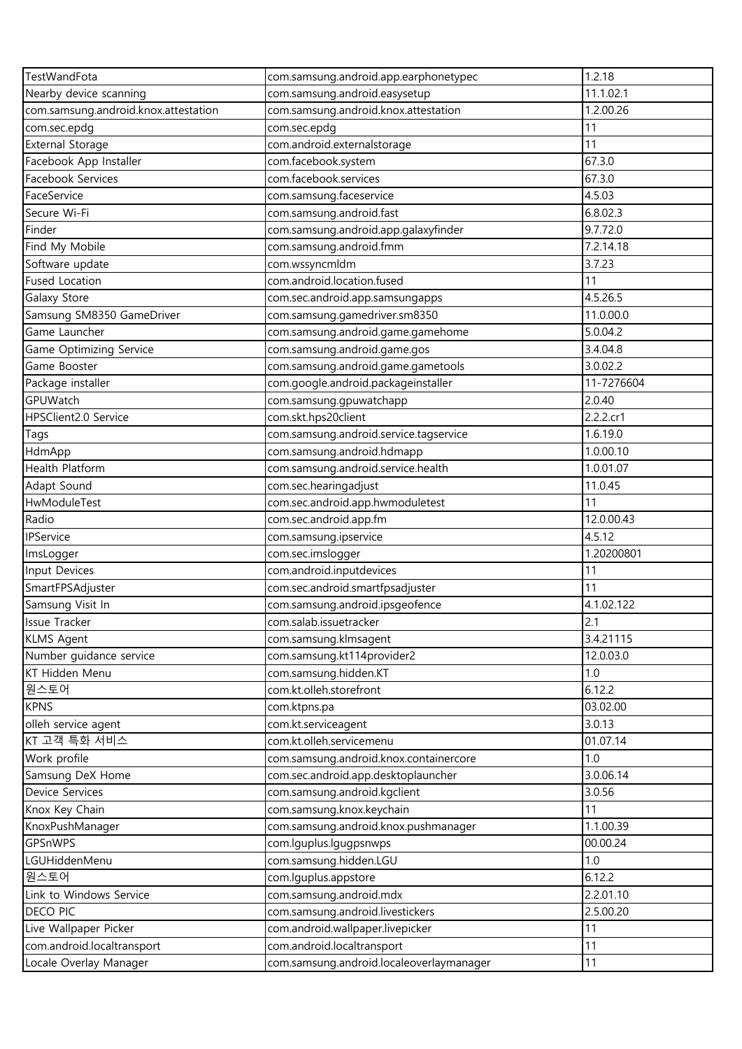| TestWandFota | com.samsung.android.app.earphonetypec | 1.2.18 |
|---|---|---|
| Nearby device scanning | com.samsung.android.easysetup | 11.1.02.1 |
| com.samsung.android.knox.attestation | com.samsung.android.knox.attestation | 1.2.00.26 |
| com.sec.epdg | com.sec.epdg | 11 |
| External Storage | com.android.externalstorage | 11 |
| Facebook App Installer | com.facebook.system | 67.3.0 |
| Facebook Services | com.facebook.services | 67.3.0 |
| FaceService | com.samsung.faceservice | 4.5.03 |
| Secure Wi-Fi | com.samsung.android.fast | 6.8.02.3 |
| Finder | com.samsung.android.app.galaxyfinder | 9.7.72.0 |
| Find My Mobile | com.samsung.android.fmm | 7.2.14.18 |
| Software update | com.wssyncmldm | 3.7.23 |
| Fused Location | com.android.location.fused | 11 |
| Galaxy Store | com.sec.android.app.samsungapps | 4.5.26.5 |
| Samsung SM8350 GameDriver | com.samsung.gamedriver.sm8350 | 11.0.00.0 |
| Game Launcher | com.samsung.android.game.gamehome | 5.0.04.2 |
| Game Optimizing Service | com.samsung.android.game.gos | 3.4.04.8 |
| Game Booster | com.samsung.android.game.gametools | 3.0.02.2 |
| Package installer | com.google.android.packageinstaller | 11-7276604 |
| GPUWatch | com.samsung.gpuwatchapp | 2.0.40 |
| HPSClient2.0 Service | com.skt.hps20client | 2.2.2.cr1 |
| Tags | com.samsung.android.service.tagservice | 1.6.19.0 |
| HdmApp | com.samsung.android.hdmapp | 1.0.00.10 |
| Health Platform | com.samsung.android.service.health | 1.0.01.07 |
| Adapt Sound | com.sec.hearingadjust | 11.0.45 |
| HwModuleTest | com.sec.android.app.hwmoduletest | 11 |
| Radio | com.sec.android.app.fm | 12.0.00.43 |
| IPService | com.samsung.ipservice | 4.5.12 |
| ImsLogger | com.sec.imslogger | 1.20200801 |
| Input Devices | com.android.inputdevices | 11 |
| SmartFPSAdjuster | com.sec.android.smartfpsadjuster | 11 |
| Samsung Visit In | com.samsung.android.ipsgeofence | 4.1.02.122 |
| Issue Tracker | com.salab.issuetracker | 2.1 |
| KLMS Agent | com.samsung.klmsagent | 3.4.21115 |
| Number guidance service | com.samsung.kt114provider2 | 12.0.03.0 |
| KT Hidden Menu | com.samsung.hidden.KT | 1.0 |
| 원스토어 | com.kt.olleh.storefront | 6.12.2 |
| KPNS | com.ktpns.pa | 03.02.00 |
| olleh service agent | com.kt.serviceagent | 3.0.13 |
| KT 고객 특화 서비스 | com.kt.olleh.servicemenu | 01.07.14 |
| Work profile | com.samsung.android.knox.containercore | 1.0 |
| Samsung DeX Home | com.sec.android.app.desktoplauncher | 3.0.06.14 |
| Device Services | com.samsung.android.kgclient | 3.0.56 |
| Knox Key Chain | com.samsung.knox.keychain | 11 |
| KnoxPushManager | com.samsung.android.knox.pushmanager | 1.1.00.39 |
| GPSnWPS | com.lguplus.lgugpsnwps | 00.00.24 |
| LGUHiddenMenu | com.samsung.hidden.LGU | 1.0 |
| 원스토어 | com.lguplus.appstore | 6.12.2 |
| Link to Windows Service | com.samsung.android.mdx | 2.2.01.10 |
| DECO PIC | com.samsung.android.livestickers | 2.5.00.20 |
| Live Wallpaper Picker | com.android.wallpaper.livepicker | 11 |
| com.android.localtransport | com.android.localtransport | 11 |
| Locale Overlay Manager | com.samsung.android.localeoverlaymanager | 11 |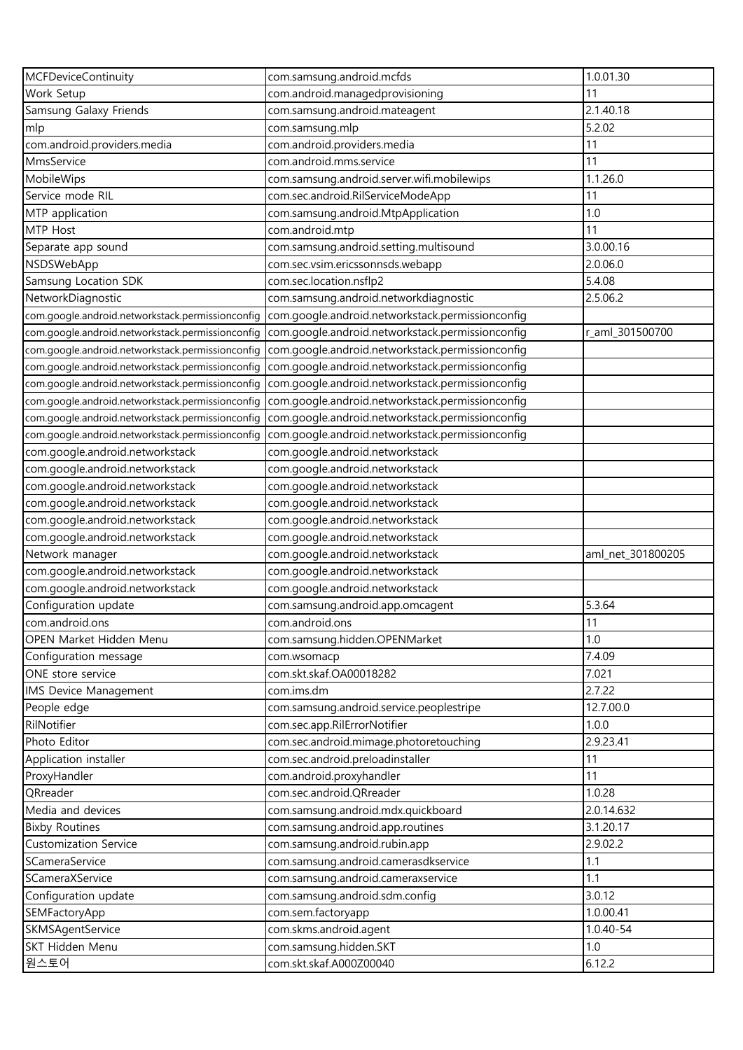| | | |
|---|---|---|
| MCFDeviceContinuity | com.samsung.android.mcfds | 1.0.01.30 |
| Work Setup | com.android.managedprovisioning | 11 |
| Samsung Galaxy Friends | com.samsung.android.mateagent | 2.1.40.18 |
| mlp | com.samsung.mlp | 5.2.02 |
| com.android.providers.media | com.android.providers.media | 11 |
| MmsService | com.android.mms.service | 11 |
| MobileWips | com.samsung.android.server.wifi.mobilewips | 1.1.26.0 |
| Service mode RIL | com.sec.android.RilServiceModeApp | 11 |
| MTP application | com.samsung.android.MtpApplication | 1.0 |
| MTP Host | com.android.mtp | 11 |
| Separate app sound | com.samsung.android.setting.multisound | 3.0.00.16 |
| NSDSWebApp | com.sec.vsim.ericssonnsds.webapp | 2.0.06.0 |
| Samsung Location SDK | com.sec.location.nsflp2 | 5.4.08 |
| NetworkDiagnostic | com.samsung.android.networkdiagnostic | 2.5.06.2 |
| com.google.android.networkstack.permissionconfig | com.google.android.networkstack.permissionconfig | |
| com.google.android.networkstack.permissionconfig | com.google.android.networkstack.permissionconfig | r_aml_301500700 |
| com.google.android.networkstack.permissionconfig | com.google.android.networkstack.permissionconfig | |
| com.google.android.networkstack.permissionconfig | com.google.android.networkstack.permissionconfig | |
| com.google.android.networkstack.permissionconfig | com.google.android.networkstack.permissionconfig | |
| com.google.android.networkstack.permissionconfig | com.google.android.networkstack.permissionconfig | |
| com.google.android.networkstack.permissionconfig | com.google.android.networkstack.permissionconfig | |
| com.google.android.networkstack.permissionconfig | com.google.android.networkstack.permissionconfig | |
| com.google.android.networkstack | com.google.android.networkstack | |
| com.google.android.networkstack | com.google.android.networkstack | |
| com.google.android.networkstack | com.google.android.networkstack | |
| com.google.android.networkstack | com.google.android.networkstack | |
| com.google.android.networkstack | com.google.android.networkstack | |
| com.google.android.networkstack | com.google.android.networkstack | |
| Network manager | com.google.android.networkstack | aml_net_301800205 |
| com.google.android.networkstack | com.google.android.networkstack | |
| com.google.android.networkstack | com.google.android.networkstack | |
| Configuration update | com.samsung.android.app.omcagent | 5.3.64 |
| com.android.ons | com.android.ons | 11 |
| OPEN Market Hidden Menu | com.samsung.hidden.OPENMarket | 1.0 |
| Configuration message | com.wsomacp | 7.4.09 |
| ONE store service | com.skt.skaf.OA00018282 | 7.021 |
| IMS Device Management | com.ims.dm | 2.7.22 |
| People edge | com.samsung.android.service.peoplestripe | 12.7.00.0 |
| RilNotifier | com.sec.app.RilErrorNotifier | 1.0.0 |
| Photo Editor | com.sec.android.mimage.photoretouching | 2.9.23.41 |
| Application installer | com.sec.android.preloadinstaller | 11 |
| ProxyHandler | com.android.proxyhandler | 11 |
| QRreader | com.sec.android.QRreader | 1.0.28 |
| Media and devices | com.samsung.android.mdx.quickboard | 2.0.14.632 |
| Bixby Routines | com.samsung.android.app.routines | 3.1.20.17 |
| Customization Service | com.samsung.android.rubin.app | 2.9.02.2 |
| SCameraService | com.samsung.android.camerasdkservice | 1.1 |
| SCameraXService | com.samsung.android.cameraxservice | 1.1 |
| Configuration update | com.samsung.android.sdm.config | 3.0.12 |
| SEMFactoryApp | com.sem.factoryapp | 1.0.00.41 |
| SKMSAgentService | com.skms.android.agent | 1.0.40-54 |
| SKT Hidden Menu | com.samsung.hidden.SKT | 1.0 |
| 원스토어 | com.skt.skaf.A000Z00040 | 6.12.2 |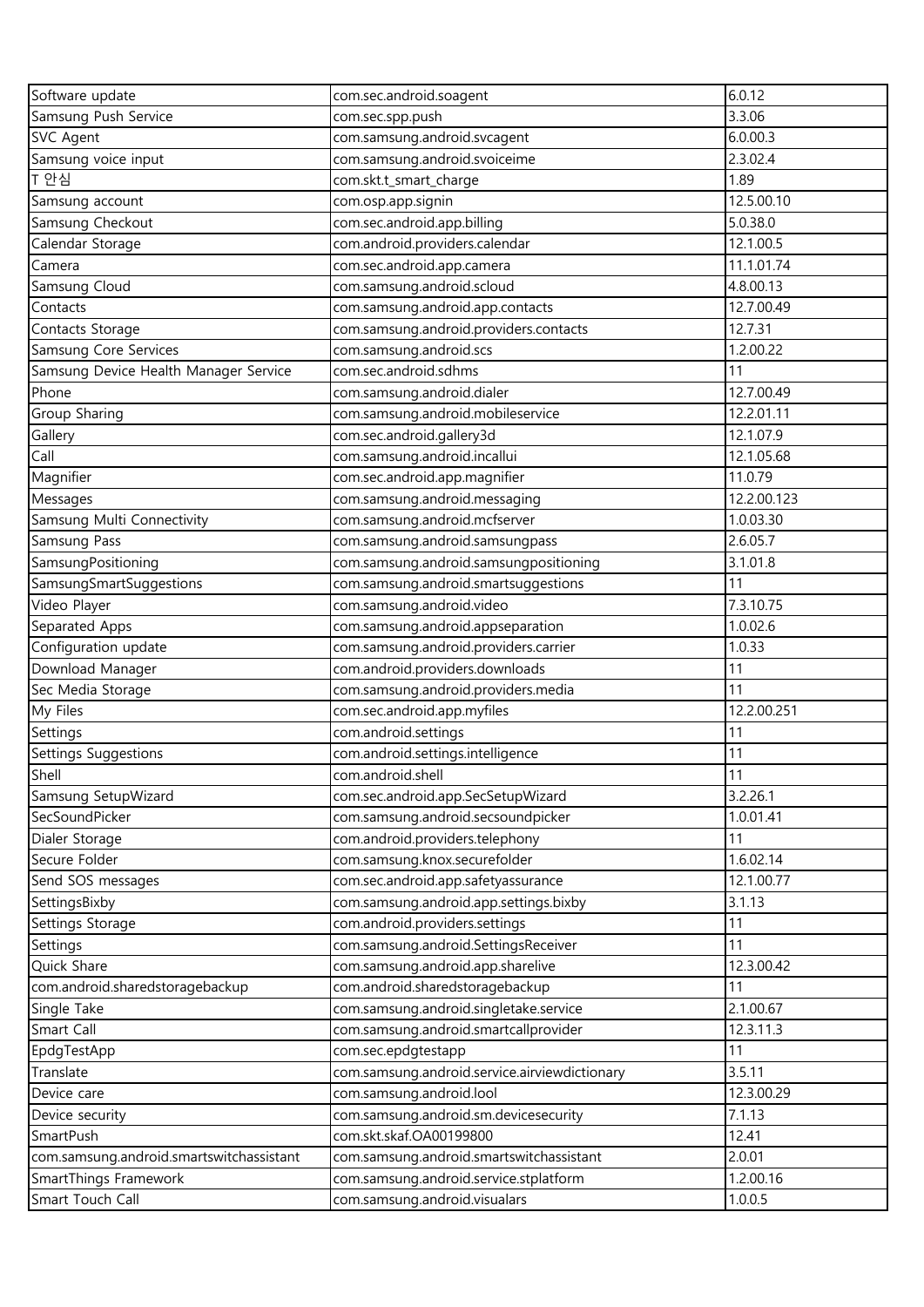| Software update | com.sec.android.soagent | 6.0.12 |
|---|---|---|
| Samsung Push Service | com.sec.spp.push | 3.3.06 |
| SVC Agent | com.samsung.android.svcagent | 6.0.00.3 |
| Samsung voice input | com.samsung.android.svoiceime | 2.3.02.4 |
| T 안심 | com.skt.t_smart_charge | 1.89 |
| Samsung account | com.osp.app.signin | 12.5.00.10 |
| Samsung Checkout | com.sec.android.app.billing | 5.0.38.0 |
| Calendar Storage | com.android.providers.calendar | 12.1.00.5 |
| Camera | com.sec.android.app.camera | 11.1.01.74 |
| Samsung Cloud | com.samsung.android.scloud | 4.8.00.13 |
| Contacts | com.samsung.android.app.contacts | 12.7.00.49 |
| Contacts Storage | com.samsung.android.providers.contacts | 12.7.31 |
| Samsung Core Services | com.samsung.android.scs | 1.2.00.22 |
| Samsung Device Health Manager Service | com.sec.android.sdhms | 11 |
| Phone | com.samsung.android.dialer | 12.7.00.49 |
| Group Sharing | com.samsung.android.mobileservice | 12.2.01.11 |
| Gallery | com.sec.android.gallery3d | 12.1.07.9 |
| Call | com.samsung.android.incallui | 12.1.05.68 |
| Magnifier | com.sec.android.app.magnifier | 11.0.79 |
| Messages | com.samsung.android.messaging | 12.2.00.123 |
| Samsung Multi Connectivity | com.samsung.android.mcfserver | 1.0.03.30 |
| Samsung Pass | com.samsung.android.samsungpass | 2.6.05.7 |
| SamsungPositioning | com.samsung.android.samsungpositioning | 3.1.01.8 |
| SamsungSmartSuggestions | com.samsung.android.smartsuggestions | 11 |
| Video Player | com.samsung.android.video | 7.3.10.75 |
| Separated Apps | com.samsung.android.appseparation | 1.0.02.6 |
| Configuration update | com.samsung.android.providers.carrier | 1.0.33 |
| Download Manager | com.android.providers.downloads | 11 |
| Sec Media Storage | com.samsung.android.providers.media | 11 |
| My Files | com.sec.android.app.myfiles | 12.2.00.251 |
| Settings | com.android.settings | 11 |
| Settings Suggestions | com.android.settings.intelligence | 11 |
| Shell | com.android.shell | 11 |
| Samsung SetupWizard | com.sec.android.app.SecSetupWizard | 3.2.26.1 |
| SecSoundPicker | com.samsung.android.secsoundpicker | 1.0.01.41 |
| Dialer Storage | com.android.providers.telephony | 11 |
| Secure Folder | com.samsung.knox.securefolder | 1.6.02.14 |
| Send SOS messages | com.sec.android.app.safetyassurance | 12.1.00.77 |
| SettingsBixby | com.samsung.android.app.settings.bixby | 3.1.13 |
| Settings Storage | com.android.providers.settings | 11 |
| Settings | com.samsung.android.SettingsReceiver | 11 |
| Quick Share | com.samsung.android.app.sharelive | 12.3.00.42 |
| com.android.sharedstoragebackup | com.android.sharedstoragebackup | 11 |
| Single Take | com.samsung.android.singletake.service | 2.1.00.67 |
| Smart Call | com.samsung.android.smartcallprovider | 12.3.11.3 |
| EpdgTestApp | com.sec.epdgtestapp | 11 |
| Translate | com.samsung.android.service.airviewdictionary | 3.5.11 |
| Device care | com.samsung.android.lool | 12.3.00.29 |
| Device security | com.samsung.android.sm.devicesecurity | 7.1.13 |
| SmartPush | com.skt.skaf.OA00199800 | 12.41 |
| com.samsung.android.smartswitchassistant | com.samsung.android.smartswitchassistant | 2.0.01 |
| SmartThings Framework | com.samsung.android.service.stplatform | 1.2.00.16 |
| Smart Touch Call | com.samsung.android.visualars | 1.0.0.5 |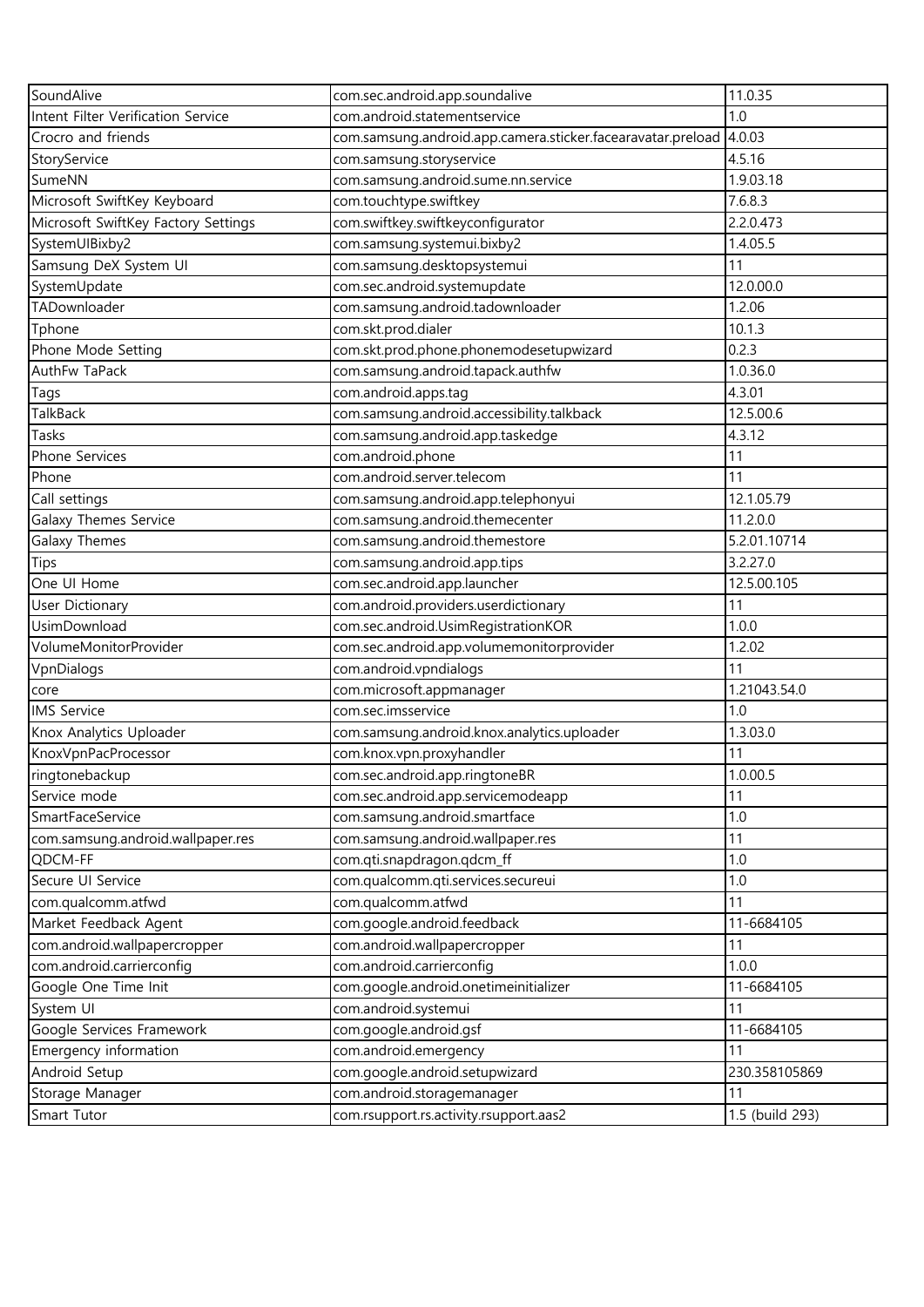| | | |
|---|---|---|
| SoundAlive | com.sec.android.app.soundalive | 11.0.35 |
| Intent Filter Verification Service | com.android.statementservice | 1.0 |
| Crocro and friends | com.samsung.android.app.camera.sticker.facearavatar.preload | 4.0.03 |
| StoryService | com.samsung.storyservice | 4.5.16 |
| SumeNN | com.samsung.android.sume.nn.service | 1.9.03.18 |
| Microsoft SwiftKey Keyboard | com.touchtype.swiftkey | 7.6.8.3 |
| Microsoft SwiftKey Factory Settings | com.swiftkey.swiftkeyconfigurator | 2.2.0.473 |
| SystemUIBixby2 | com.samsung.systemui.bixby2 | 1.4.05.5 |
| Samsung DeX System UI | com.samsung.desktopsystemui | 11 |
| SystemUpdate | com.sec.android.systemupdate | 12.0.00.0 |
| TADownloader | com.samsung.android.tadownloader | 1.2.06 |
| Tphone | com.skt.prod.dialer | 10.1.3 |
| Phone Mode Setting | com.skt.prod.phone.phonemodesetupwizard | 0.2.3 |
| AuthFw TaPack | com.samsung.android.tapack.authfw | 1.0.36.0 |
| Tags | com.android.apps.tag | 4.3.01 |
| TalkBack | com.samsung.android.accessibility.talkback | 12.5.00.6 |
| Tasks | com.samsung.android.app.taskedge | 4.3.12 |
| Phone Services | com.android.phone | 11 |
| Phone | com.android.server.telecom | 11 |
| Call settings | com.samsung.android.app.telephonyui | 12.1.05.79 |
| Galaxy Themes Service | com.samsung.android.themecenter | 11.2.0.0 |
| Galaxy Themes | com.samsung.android.themestore | 5.2.01.10714 |
| Tips | com.samsung.android.app.tips | 3.2.27.0 |
| One UI Home | com.sec.android.app.launcher | 12.5.00.105 |
| User Dictionary | com.android.providers.userdictionary | 11 |
| UsimDownload | com.sec.android.UsimRegistrationKOR | 1.0.0 |
| VolumeMonitorProvider | com.sec.android.app.volumemonitorprovider | 1.2.02 |
| VpnDialogs | com.android.vpndialogs | 11 |
| core | com.microsoft.appmanager | 1.21043.54.0 |
| IMS Service | com.sec.imsservice | 1.0 |
| Knox Analytics Uploader | com.samsung.android.knox.analytics.uploader | 1.3.03.0 |
| KnoxVpnPacProcessor | com.knox.vpn.proxyhandler | 11 |
| ringtonebackup | com.sec.android.app.ringtoneBR | 1.0.00.5 |
| Service mode | com.sec.android.app.servicemodeapp | 11 |
| SmartFaceService | com.samsung.android.smartface | 1.0 |
| com.samsung.android.wallpaper.res | com.samsung.android.wallpaper.res | 11 |
| QDCM-FF | com.qti.snapdragon.qdcm_ff | 1.0 |
| Secure UI Service | com.qualcomm.qti.services.secureui | 1.0 |
| com.qualcomm.atfwd | com.qualcomm.atfwd | 11 |
| Market Feedback Agent | com.google.android.feedback | 11-6684105 |
| com.android.wallpapercropper | com.android.wallpapercropper | 11 |
| com.android.carrierconfig | com.android.carrierconfig | 1.0.0 |
| Google One Time Init | com.google.android.onetimeinitializer | 11-6684105 |
| System UI | com.android.systemui | 11 |
| Google Services Framework | com.google.android.gsf | 11-6684105 |
| Emergency information | com.android.emergency | 11 |
| Android Setup | com.google.android.setupwizard | 230.358105869 |
| Storage Manager | com.android.storagemanager | 11 |
| Smart Tutor | com.rsupport.rs.activity.rsupport.aas2 | 1.5 (build 293) |